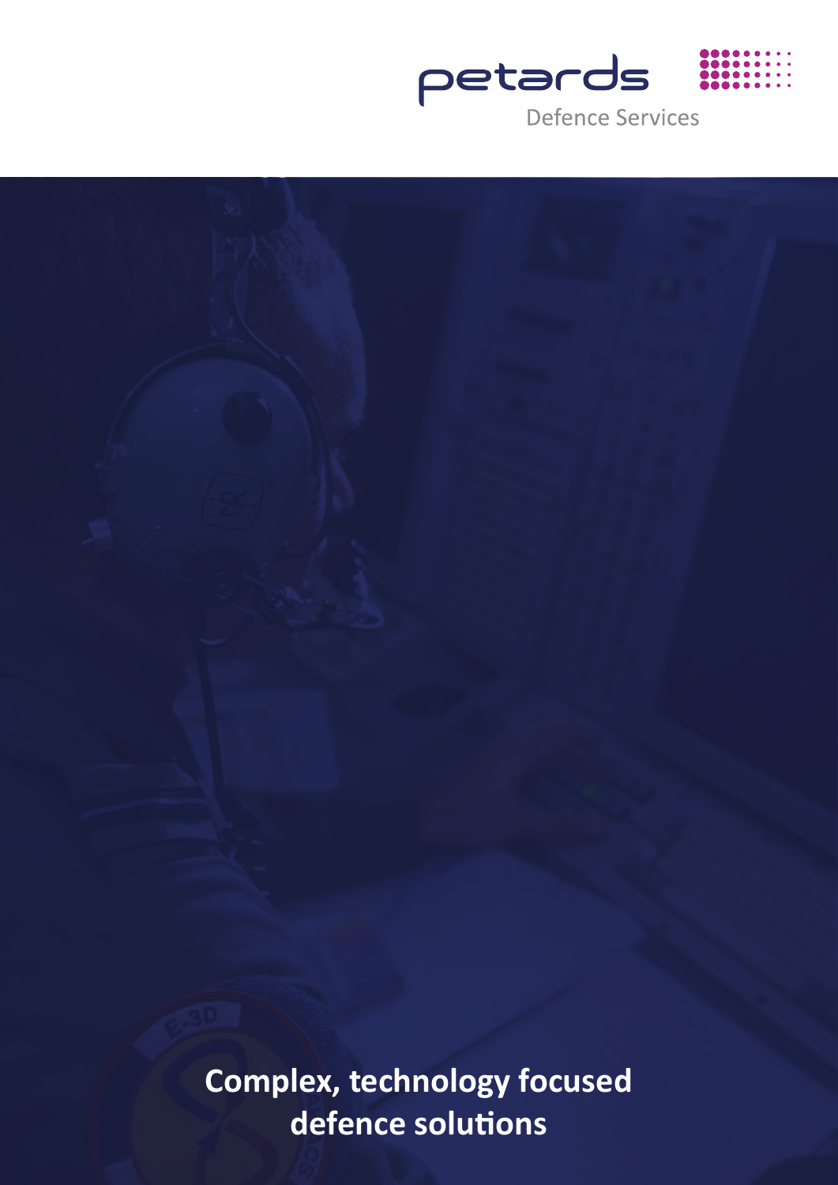petards

Defence Services

# Complex, technology focused defence solutions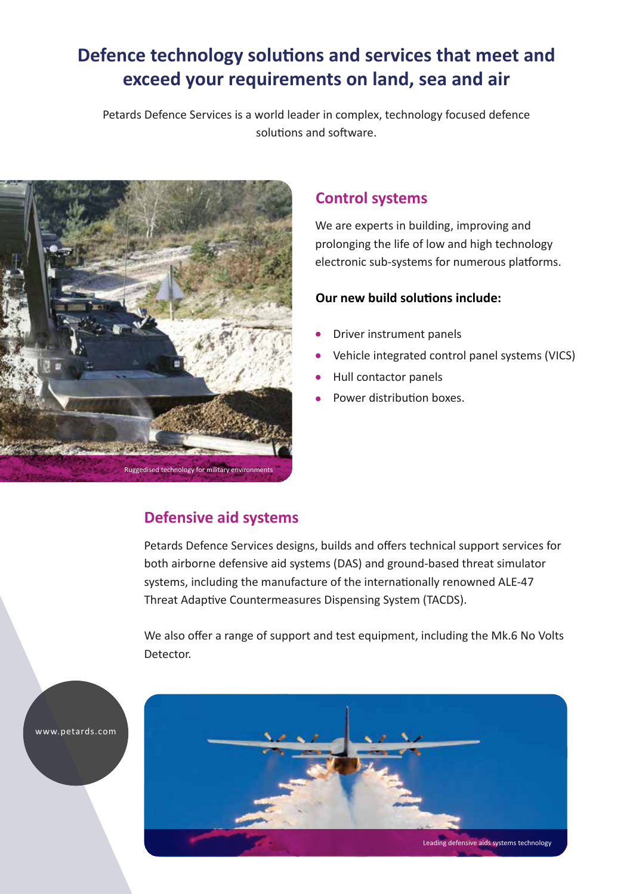# Defence technology solutions and services that meet and exceed your requirements on land, sea and air

Petards Defence Services is a world leader in complex, technology focused defence solutions and software.

Ruggedised technology for military environments

## Control systems

We are experts in building, improving and prolonging the life of low and high technology electronic sub-systems for numerous platforms.

**Our new build solutions include:**

- Driver instrument panels
- Vehicle integrated control panel systems (VICS)
- Hull contactor panels
- Power distribution boxes.

## Defensive aid systems

Petards Defence Services designs, builds and offers technical support services for both airborne defensive aid systems (DAS) and ground-based threat simulator systems, including the manufacture of the internationally renowned ALE-47 Threat Adaptive Countermeasures Dispensing System (TACDS).

We also offer a range of support and test equipment, including the Mk.6 No Volts Detector.

www.petards.com

Leading defensive aids systems technology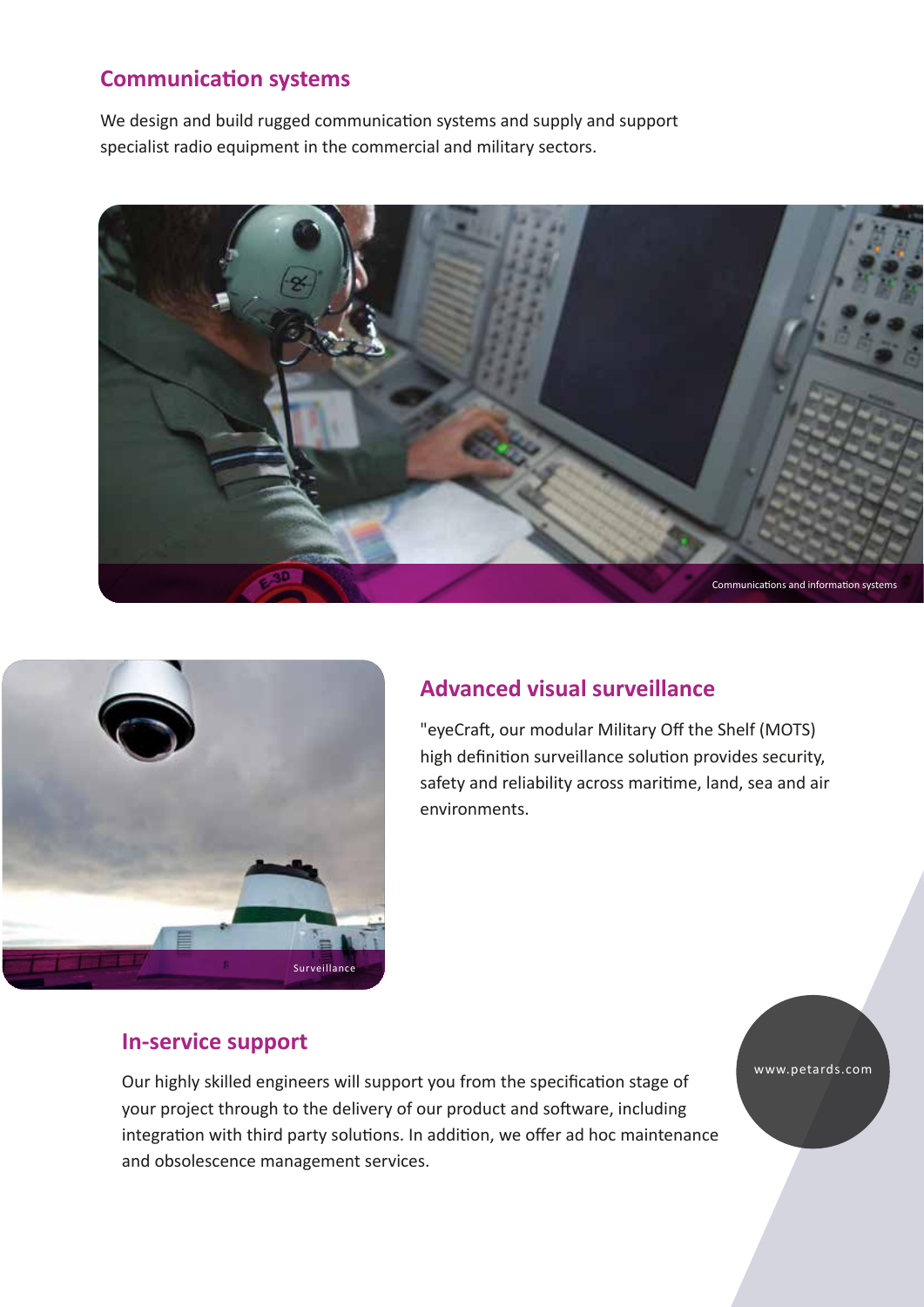## Communication systems

We design and build rugged communication systems and supply and support specialist radio equipment in the commercial and military sectors.

Communications and information systems

Surveillance

## Advanced visual surveillance

"eyeCraft, our modular Military Off the Shelf (MOTS) high definition surveillance solution provides security, safety and reliability across maritime, land, sea and air environments.

## In-service support

Our highly skilled engineers will support you from the specification stage of your project through to the delivery of our product and software, including integration with third party solutions. In addition, we offer ad hoc maintenance and obsolescence management services.

www.petards.com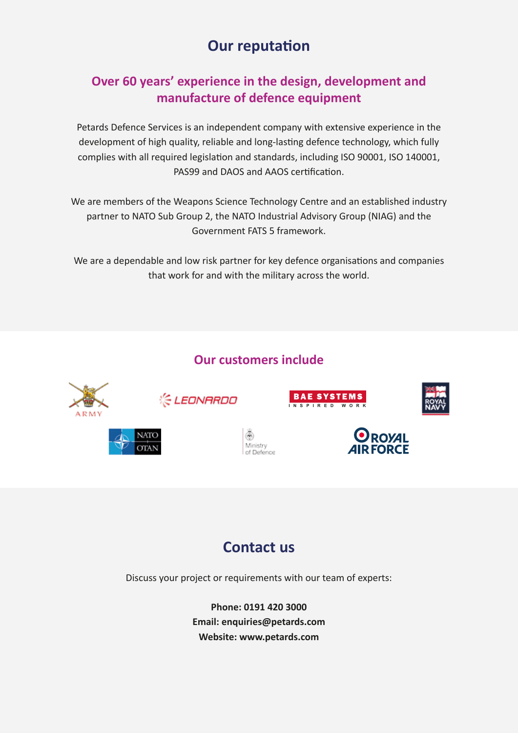## Our reputation

### Over 60 years' experience in the design, development and manufacture of defence equipment

Petards Defence Services is an independent company with extensive experience in the development of high quality, reliable and long-lasting defence technology, which fully complies with all required legislation and standards, including ISO 90001, ISO 140001, PAS99 and DAOS and AAOS certification.

We are members of the Weapons Science Technology Centre and an established industry partner to NATO Sub Group 2, the NATO Industrial Advisory Group (NIAG) and the Government FATS 5 framework.

We are a dependable and low risk partner for key defence organisations and companies that work for and with the military across the world.

### Our customers include

ARMY

LEONARDO

BAE SYSTEMS INSPIRED WORK

ROYAL NAVY

NATO OTAN

Ministry of Defence

ROYAL AIR FORCE

## Contact us

Discuss your project or requirements with our team of experts:

**Phone: 0191 420 3000**
**Email: enquiries@petards.com**
**Website: www.petards.com**